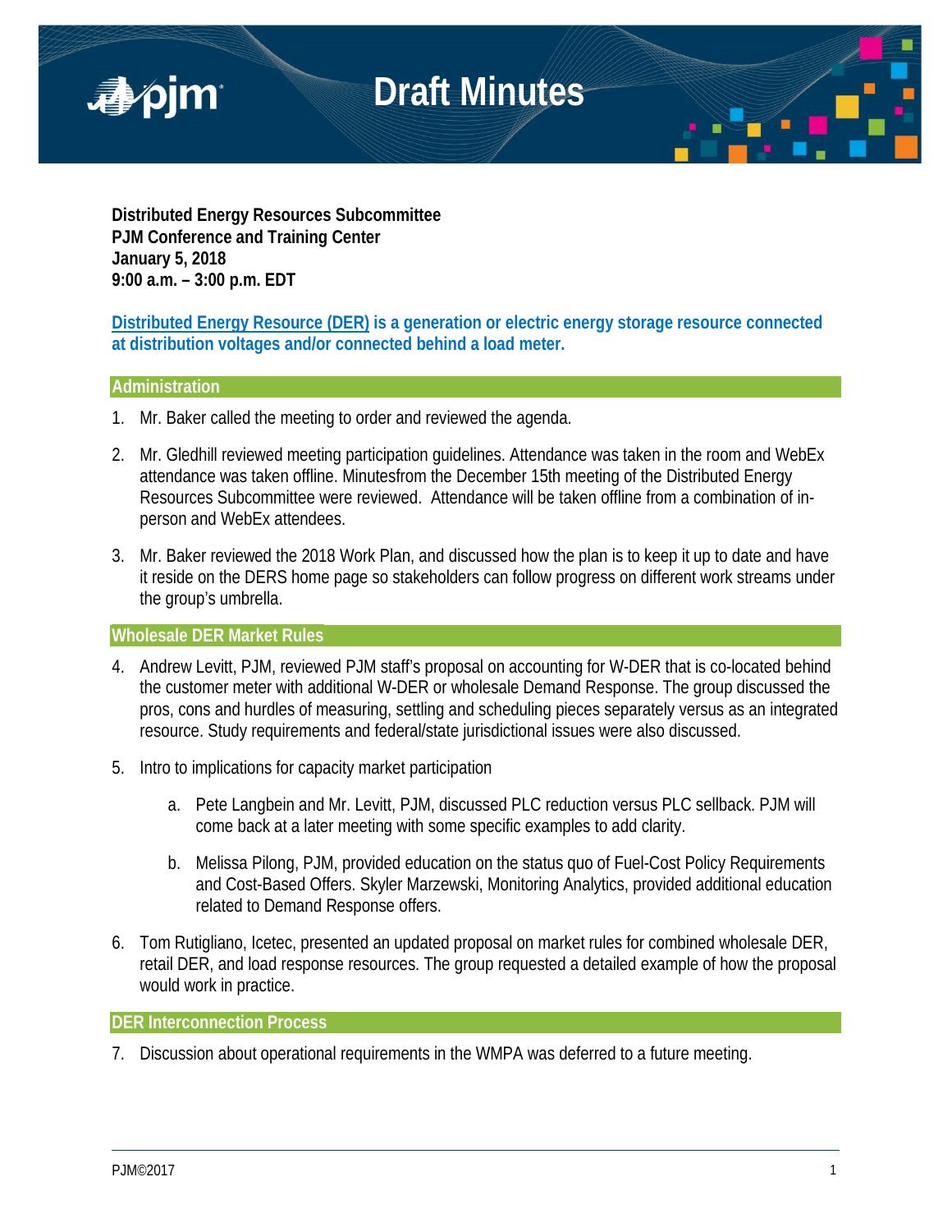# Draft Minutes

**Distributed Energy Resources Subcommittee**
**PJM Conference and Training Center**
**January 5, 2018**
**9:00 a.m. – 3:00 p.m. EDT**

**Distributed Energy Resource (DER) is a generation or electric energy storage resource connected at distribution voltages and/or connected behind a load meter.**

## Administration

1. Mr. Baker called the meeting to order and reviewed the agenda.

2. Mr. Gledhill reviewed meeting participation guidelines. Attendance was taken in the room and WebEx attendance was taken offline. Minutesfrom the December 15th meeting of the Distributed Energy Resources Subcommittee were reviewed. Attendance will be taken offline from a combination of in-person and WebEx attendees.

3. Mr. Baker reviewed the 2018 Work Plan, and discussed how the plan is to keep it up to date and have it reside on the DERS home page so stakeholders can follow progress on different work streams under the group's umbrella.

## Wholesale DER Market Rules

4. Andrew Levitt, PJM, reviewed PJM staff's proposal on accounting for W-DER that is co-located behind the customer meter with additional W-DER or wholesale Demand Response. The group discussed the pros, cons and hurdles of measuring, settling and scheduling pieces separately versus as an integrated resource. Study requirements and federal/state jurisdictional issues were also discussed.

5. Intro to implications for capacity market participation

   a. Pete Langbein and Mr. Levitt, PJM, discussed PLC reduction versus PLC sellback. PJM will come back at a later meeting with some specific examples to add clarity.

   b. Melissa Pilong, PJM, provided education on the status quo of Fuel-Cost Policy Requirements and Cost-Based Offers. Skyler Marzewski, Monitoring Analytics, provided additional education related to Demand Response offers.

6. Tom Rutigliano, Icetec, presented an updated proposal on market rules for combined wholesale DER, retail DER, and load response resources. The group requested a detailed example of how the proposal would work in practice.

## DER Interconnection Process

7. Discussion about operational requirements in the WMPA was deferred to a future meeting.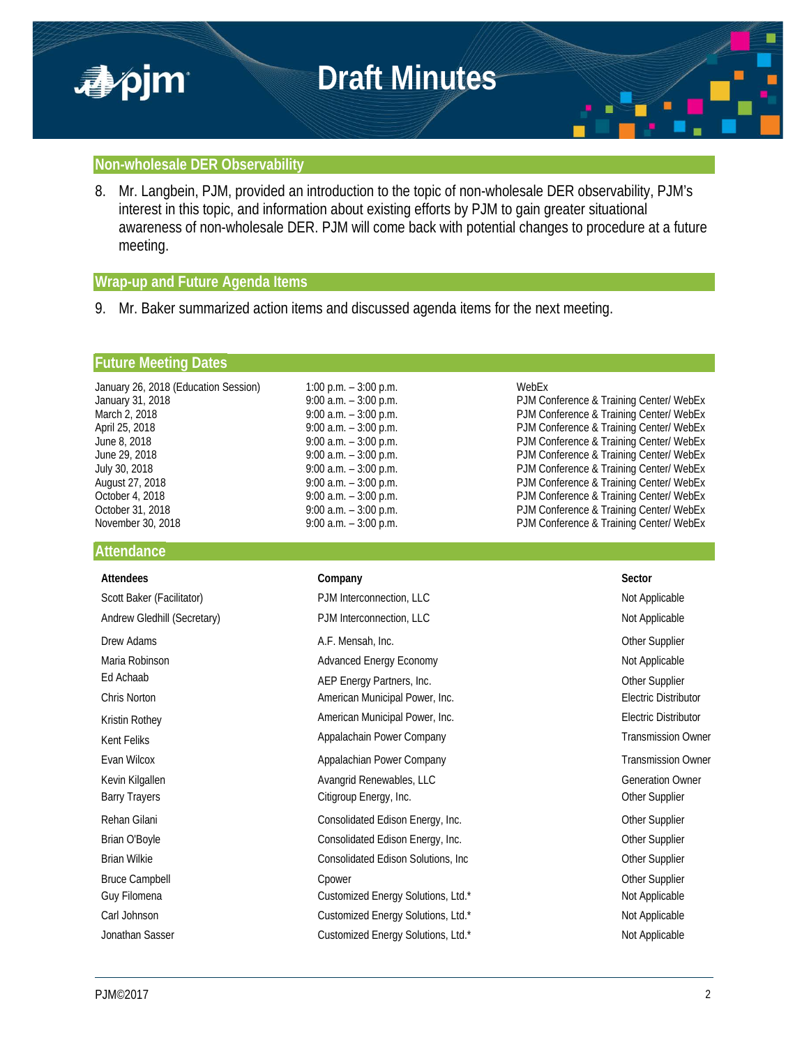## Non-wholesale DER Observability

8. Mr. Langbein, PJM, provided an introduction to the topic of non-wholesale DER observability, PJM's interest in this topic, and information about existing efforts by PJM to gain greater situational awareness of non-wholesale DER. PJM will come back with potential changes to procedure at a future meeting.

## Wrap-up and Future Agenda Items

9. Mr. Baker summarized action items and discussed agenda items for the next meeting.

## Future Meeting Dates

| | | |
|---|---|---|
| January 26, 2018 (Education Session) | 1:00 p.m. – 3:00 p.m. | WebEx |
| January 31, 2018 | 9:00 a.m. – 3:00 p.m. | PJM Conference & Training Center/ WebEx |
| March 2, 2018 | 9:00 a.m. – 3:00 p.m. | PJM Conference & Training Center/ WebEx |
| April 25, 2018 | 9:00 a.m. – 3:00 p.m. | PJM Conference & Training Center/ WebEx |
| June 8, 2018 | 9:00 a.m. – 3:00 p.m. | PJM Conference & Training Center/ WebEx |
| June 29, 2018 | 9:00 a.m. – 3:00 p.m. | PJM Conference & Training Center/ WebEx |
| July 30, 2018 | 9:00 a.m. – 3:00 p.m. | PJM Conference & Training Center/ WebEx |
| August 27, 2018 | 9:00 a.m. – 3:00 p.m. | PJM Conference & Training Center/ WebEx |
| October 4, 2018 | 9:00 a.m. – 3:00 p.m. | PJM Conference & Training Center/ WebEx |
| October 31, 2018 | 9:00 a.m. – 3:00 p.m. | PJM Conference & Training Center/ WebEx |
| November 30, 2018 | 9:00 a.m. – 3:00 p.m. | PJM Conference & Training Center/ WebEx |

## Attendance

| Attendees | Company | Sector |
|---|---|---|
| Scott Baker (Facilitator) | PJM Interconnection, LLC | Not Applicable |
| Andrew Gledhill (Secretary) | PJM Interconnection, LLC | Not Applicable |
| Drew Adams | A.F. Mensah, Inc. | Other Supplier |
| Maria Robinson | Advanced Energy Economy | Not Applicable |
| Ed Achaab | AEP Energy Partners, Inc. | Other Supplier |
| Chris Norton | American Municipal Power, Inc. | Electric Distributor |
| Kristin Rothey | American Municipal Power, Inc. | Electric Distributor |
| Kent Feliks | Appalachain Power Company | Transmission Owner |
| Evan Wilcox | Appalachian Power Company | Transmission Owner |
| Kevin Kilgallen | Avangrid Renewables, LLC | Generation Owner |
| Barry Trayers | Citigroup Energy, Inc. | Other Supplier |
| Rehan Gilani | Consolidated Edison Energy, Inc. | Other Supplier |
| Brian O'Boyle | Consolidated Edison Energy, Inc. | Other Supplier |
| Brian Wilkie | Consolidated Edison Solutions, Inc | Other Supplier |
| Bruce Campbell | Cpower | Other Supplier |
| Guy Filomena | Customized Energy Solutions, Ltd.* | Not Applicable |
| Carl Johnson | Customized Energy Solutions, Ltd.* | Not Applicable |
| Jonathan Sasser | Customized Energy Solutions, Ltd.* | Not Applicable |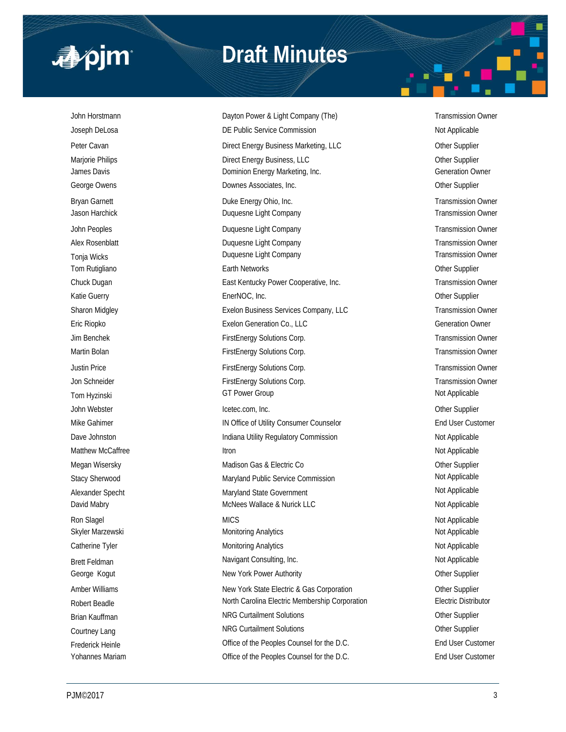| | | |
|---|---|---|
| John Horstmann | Dayton Power & Light Company (The) | Transmission Owner |
| Joseph DeLosa | DE Public Service Commission | Not Applicable |
| Peter Cavan | Direct Energy Business Marketing, LLC | Other Supplier |
| Marjorie Philips | Direct Energy Business, LLC | Other Supplier |
| James Davis | Dominion Energy Marketing, Inc. | Generation Owner |
| George Owens | Downes Associates, Inc. | Other Supplier |
| Bryan Garnett | Duke Energy Ohio, Inc. | Transmission Owner |
| Jason Harchick | Duquesne Light Company | Transmission Owner |
| John Peoples | Duquesne Light Company | Transmission Owner |
| Alex Rosenblatt | Duquesne Light Company | Transmission Owner |
| Tonja Wicks | Duquesne Light Company | Transmission Owner |
| Tom Rutigliano | Earth Networks | Other Supplier |
| Chuck Dugan | East Kentucky Power Cooperative, Inc. | Transmission Owner |
| Katie Guerry | EnerNOC, Inc. | Other Supplier |
| Sharon Midgley | Exelon Business Services Company, LLC | Transmission Owner |
| Eric Riopko | Exelon Generation Co., LLC | Generation Owner |
| Jim Benchek | FirstEnergy Solutions Corp. | Transmission Owner |
| Martin Bolan | FirstEnergy Solutions Corp. | Transmission Owner |
| Justin Price | FirstEnergy Solutions Corp. | Transmission Owner |
| Jon Schneider | FirstEnergy Solutions Corp. | Transmission Owner |
| Tom Hyzinski | GT Power Group | Not Applicable |
| John Webster | Icetec.com, Inc. | Other Supplier |
| Mike Gahimer | IN Office of Utility Consumer Counselor | End User Customer |
| Dave Johnston | Indiana Utility Regulatory Commission | Not Applicable |
| Matthew McCaffree | Itron | Not Applicable |
| Megan Wisersky | Madison Gas & Electric Co | Other Supplier |
| Stacy Sherwood | Maryland Public Service Commission | Not Applicable |
| Alexander Specht | Maryland State Government | Not Applicable |
| David Mabry | McNees Wallace & Nurick LLC | Not Applicable |
| Ron Slagel | MICS | Not Applicable |
| Skyler Marzewski | Monitoring Analytics | Not Applicable |
| Catherine Tyler | Monitoring Analytics | Not Applicable |
| Brett Feldman | Navigant Consulting, Inc. | Not Applicable |
| George Kogut | New York Power Authority | Other Supplier |
| Amber Williams | New York State Electric & Gas Corporation | Other Supplier |
| Robert Beadle | North Carolina Electric Membership Corporation | Electric Distributor |
| Brian Kauffman | NRG Curtailment Solutions | Other Supplier |
| Courtney Lang | NRG Curtailment Solutions | Other Supplier |
| Frederick Heinle | Office of the Peoples Counsel for the D.C. | End User Customer |
| Yohannes Mariam | Office of the Peoples Counsel for the D.C. | End User Customer |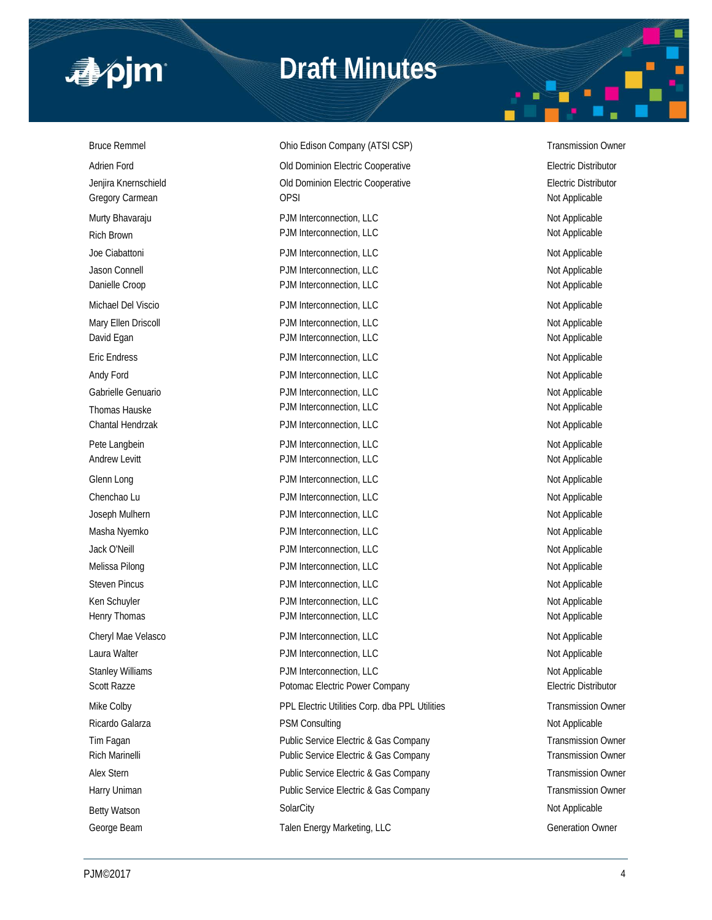| | | |
|---|---|---|
| Bruce Remmel | Ohio Edison Company (ATSI CSP) | Transmission Owner |
| Adrien Ford | Old Dominion Electric Cooperative | Electric Distributor |
| Jenjira Knernschield | Old Dominion Electric Cooperative | Electric Distributor |
| Gregory Carmean | OPSI | Not Applicable |
| Murty Bhavaraju | PJM Interconnection, LLC | Not Applicable |
| Rich Brown | PJM Interconnection, LLC | Not Applicable |
| Joe Ciabattoni | PJM Interconnection, LLC | Not Applicable |
| Jason Connell | PJM Interconnection, LLC | Not Applicable |
| Danielle Croop | PJM Interconnection, LLC | Not Applicable |
| Michael Del Viscio | PJM Interconnection, LLC | Not Applicable |
| Mary Ellen Driscoll | PJM Interconnection, LLC | Not Applicable |
| David Egan | PJM Interconnection, LLC | Not Applicable |
| Eric Endress | PJM Interconnection, LLC | Not Applicable |
| Andy Ford | PJM Interconnection, LLC | Not Applicable |
| Gabrielle Genuario | PJM Interconnection, LLC | Not Applicable |
| Thomas Hauske | PJM Interconnection, LLC | Not Applicable |
| Chantal Hendrzak | PJM Interconnection, LLC | Not Applicable |
| Pete Langbein | PJM Interconnection, LLC | Not Applicable |
| Andrew Levitt | PJM Interconnection, LLC | Not Applicable |
| Glenn Long | PJM Interconnection, LLC | Not Applicable |
| Chenchao Lu | PJM Interconnection, LLC | Not Applicable |
| Joseph Mulhern | PJM Interconnection, LLC | Not Applicable |
| Masha Nyemko | PJM Interconnection, LLC | Not Applicable |
| Jack O'Neill | PJM Interconnection, LLC | Not Applicable |
| Melissa Pilong | PJM Interconnection, LLC | Not Applicable |
| Steven Pincus | PJM Interconnection, LLC | Not Applicable |
| Ken Schuyler | PJM Interconnection, LLC | Not Applicable |
| Henry Thomas | PJM Interconnection, LLC | Not Applicable |
| Cheryl Mae Velasco | PJM Interconnection, LLC | Not Applicable |
| Laura Walter | PJM Interconnection, LLC | Not Applicable |
| Stanley Williams | PJM Interconnection, LLC | Not Applicable |
| Scott Razze | Potomac Electric Power Company | Electric Distributor |
| Mike Colby | PPL Electric Utilities Corp. dba PPL Utilities | Transmission Owner |
| Ricardo Galarza | PSM Consulting | Not Applicable |
| Tim Fagan | Public Service Electric & Gas Company | Transmission Owner |
| Rich Marinelli | Public Service Electric & Gas Company | Transmission Owner |
| Alex Stern | Public Service Electric & Gas Company | Transmission Owner |
| Harry Uniman | Public Service Electric & Gas Company | Transmission Owner |
| Betty Watson | SolarCity | Not Applicable |
| George Beam | Talen Energy Marketing, LLC | Generation Owner |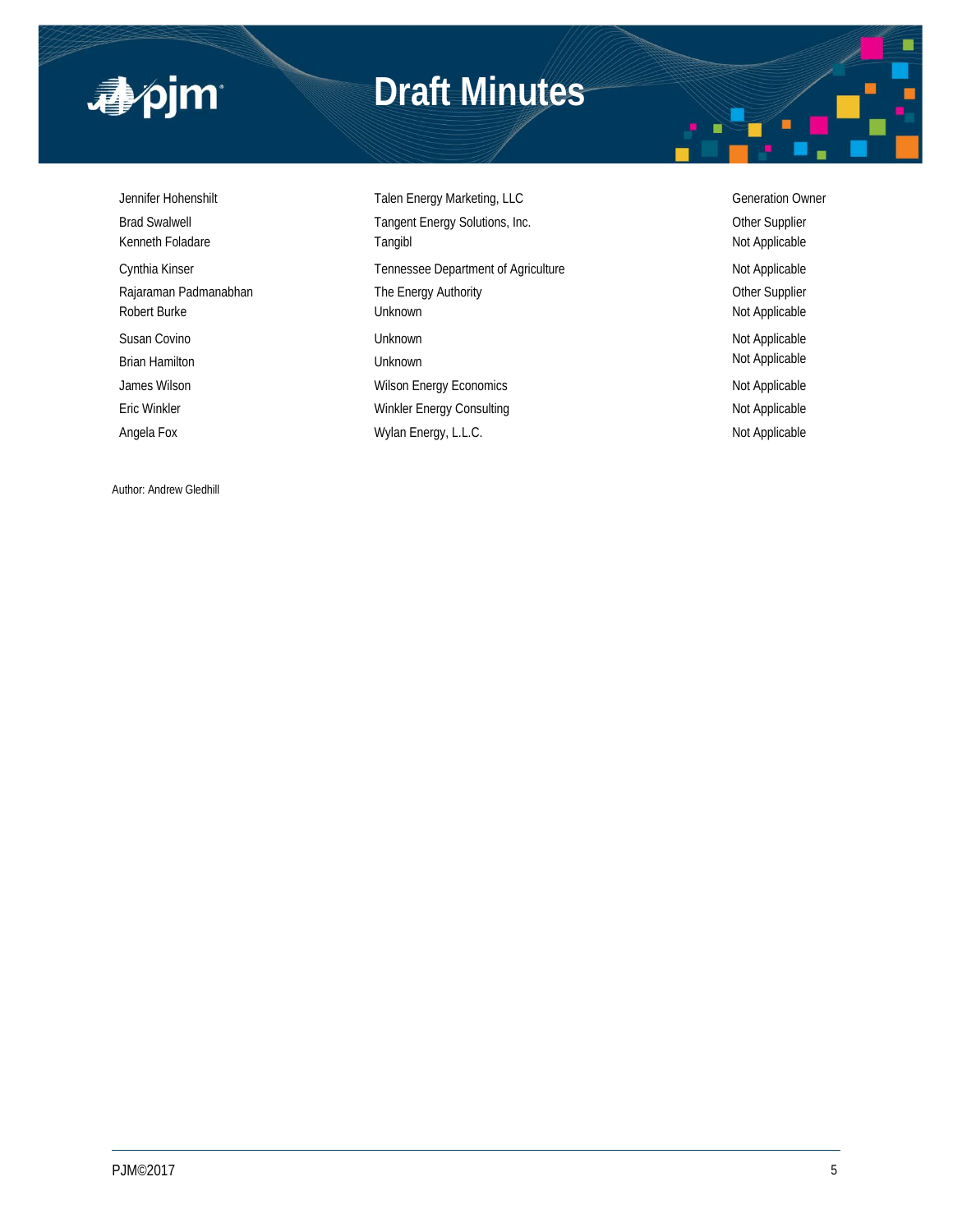| | | |
|---|---|---|
| Jennifer Hohenshilt | Talen Energy Marketing, LLC | Generation Owner |
| Brad Swalwell | Tangent Energy Solutions, Inc. | Other Supplier |
| Kenneth Foladare | Tangibl | Not Applicable |
| Cynthia Kinser | Tennessee Department of Agriculture | Not Applicable |
| Rajaraman Padmanabhan | The Energy Authority | Other Supplier |
| Robert Burke | Unknown | Not Applicable |
| Susan Covino | Unknown | Not Applicable |
| Brian Hamilton | Unknown | Not Applicable |
| James Wilson | Wilson Energy Economics | Not Applicable |
| Eric Winkler | Winkler Energy Consulting | Not Applicable |
| Angela Fox | Wylan Energy, L.L.C. | Not Applicable |

Author: Andrew Gledhill